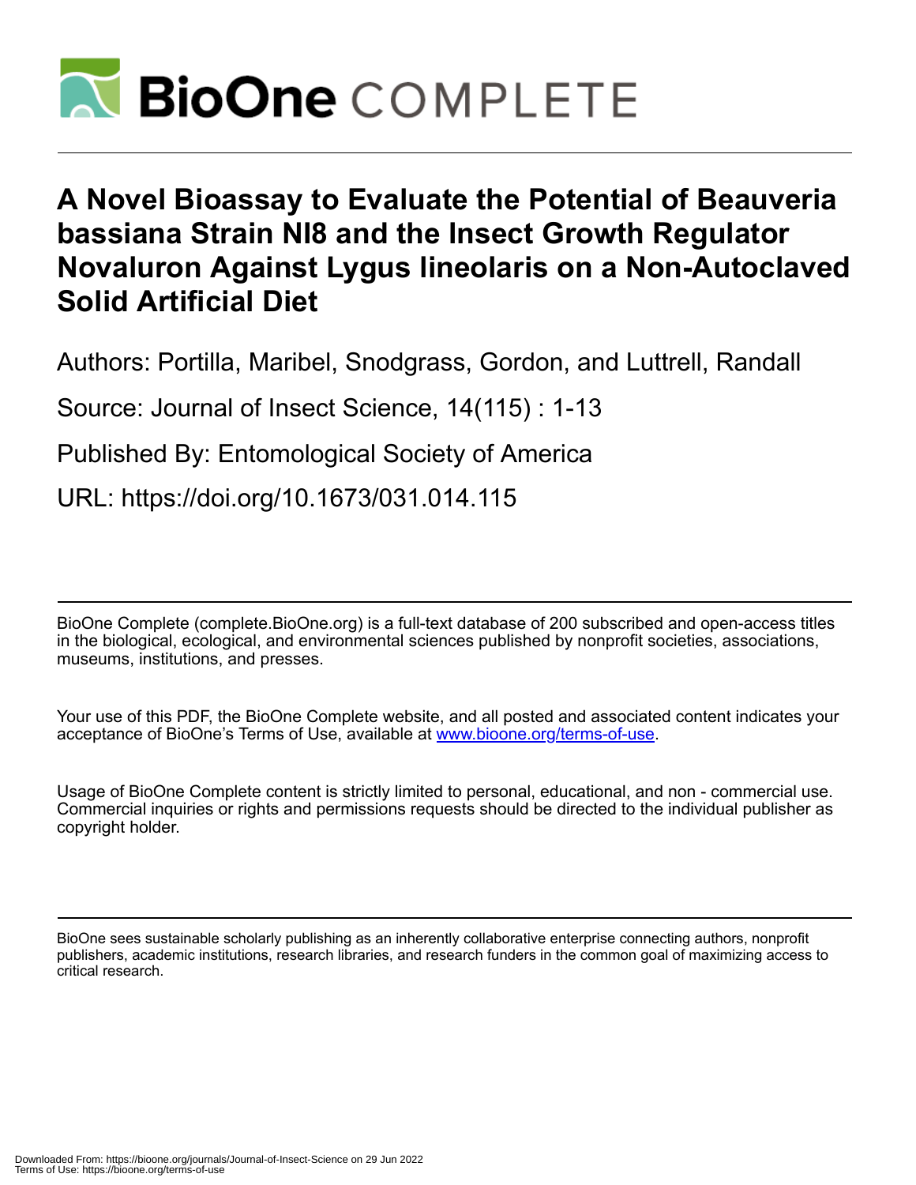# A Novel Bioassay to Evaluate the Potential of Beauveria bassiana Strain NI8 and the Insect Growth Regulator Novaluron Against Lygus lineolaris on a Non-Autoclaved Solid Artificial Diet

Authors: Portilla, Maribel, Snodgrass, Gordon, and Luttrell, Randall

Source: Journal of Insect Science, 14(115) : 1-13

Published By: Entomological Society of America

URL: https://doi.org/10.1673/031.014.115

BioOne Complete (complete.BioOne.org) is a full-text database of 200 subscribed and open-access titles in the biological, ecological, and environmental sciences published by nonprofit societies, associations, museums, institutions, and presses.

Your use of this PDF, the BioOne Complete website, and all posted and associated content indicates your acceptance of BioOne's Terms of Use, available at www.bioone.org/terms-of-use.

Usage of BioOne Complete content is strictly limited to personal, educational, and non - commercial use. Commercial inquiries or rights and permissions requests should be directed to the individual publisher as copyright holder.

BioOne sees sustainable scholarly publishing as an inherently collaborative enterprise connecting authors, nonprofit publishers, academic institutions, research libraries, and research funders in the common goal of maximizing access to critical research.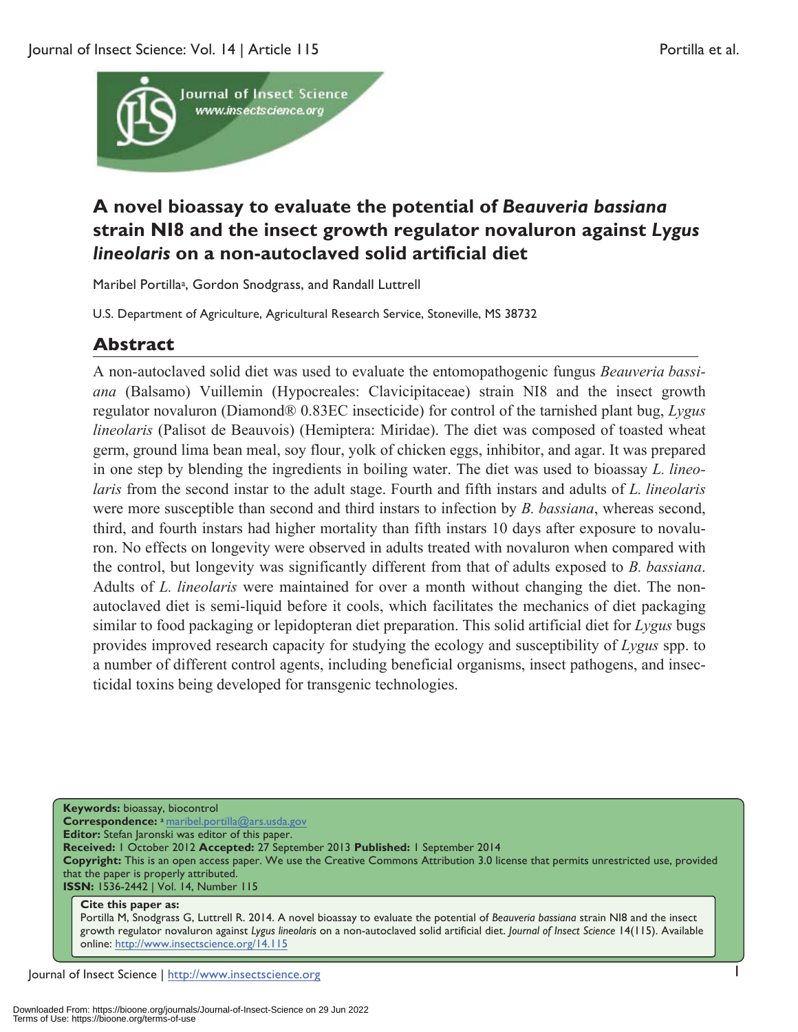# A novel bioassay to evaluate the potential of *Beauveria bassiana* strain NI8 and the insect growth regulator novaluron against *Lygus lineolaris* on a non-autoclaved solid artificial diet

Maribel Portilla[a], Gordon Snodgrass, and Randall Luttrell

U.S. Department of Agriculture, Agricultural Research Service, Stoneville, MS 38732

## Abstract

A non-autoclaved solid diet was used to evaluate the entomopathogenic fungus *Beauveria bassiana* (Balsamo) Vuillemin (Hypocreales: Clavicipitaceae) strain NI8 and the insect growth regulator novaluron (Diamond® 0.83EC insecticide) for control of the tarnished plant bug, *Lygus lineolaris* (Palisot de Beauvois) (Hemiptera: Miridae). The diet was composed of toasted wheat germ, ground lima bean meal, soy flour, yolk of chicken eggs, inhibitor, and agar. It was prepared in one step by blending the ingredients in boiling water. The diet was used to bioassay *L. lineolaris* from the second instar to the adult stage. Fourth and fifth instars and adults of *L. lineolaris* were more susceptible than second and third instars to infection by *B. bassiana*, whereas second, third, and fourth instars had higher mortality than fifth instars 10 days after exposure to novaluron. No effects on longevity were observed in adults treated with novaluron when compared with the control, but longevity was significantly different from that of adults exposed to *B. bassiana*. Adults of *L. lineolaris* were maintained for over a month without changing the diet. The non-autoclaved diet is semi-liquid before it cools, which facilitates the mechanics of diet packaging similar to food packaging or lepidopteran diet preparation. This solid artificial diet for *Lygus* bugs provides improved research capacity for studying the ecology and susceptibility of *Lygus* spp. to a number of different control agents, including beneficial organisms, insect pathogens, and insecticidal toxins being developed for transgenic technologies.

**Keywords:** bioassay, biocontrol
**Correspondence:** [a] maribel.portilla@ars.usda.gov
**Editor:** Stefan Jaronski was editor of this paper.
**Received:** 1 October 2012 **Accepted:** 27 September 2013 **Published:** 1 September 2014
**Copyright:** This is an open access paper. We use the Creative Commons Attribution 3.0 license that permits unrestricted use, provided that the paper is properly attributed.
**ISSN:** 1536-2442 | Vol. 14, Number 115

**Cite this paper as:**
Portilla M, Snodgrass G, Luttrell R. 2014. A novel bioassay to evaluate the potential of *Beauveria bassiana* strain NI8 and the insect growth regulator novaluron against *Lygus lineolaris* on a non-autoclaved solid artificial diet. *Journal of Insect Science* 14(115). Available online: http://www.insectscience.org/14.115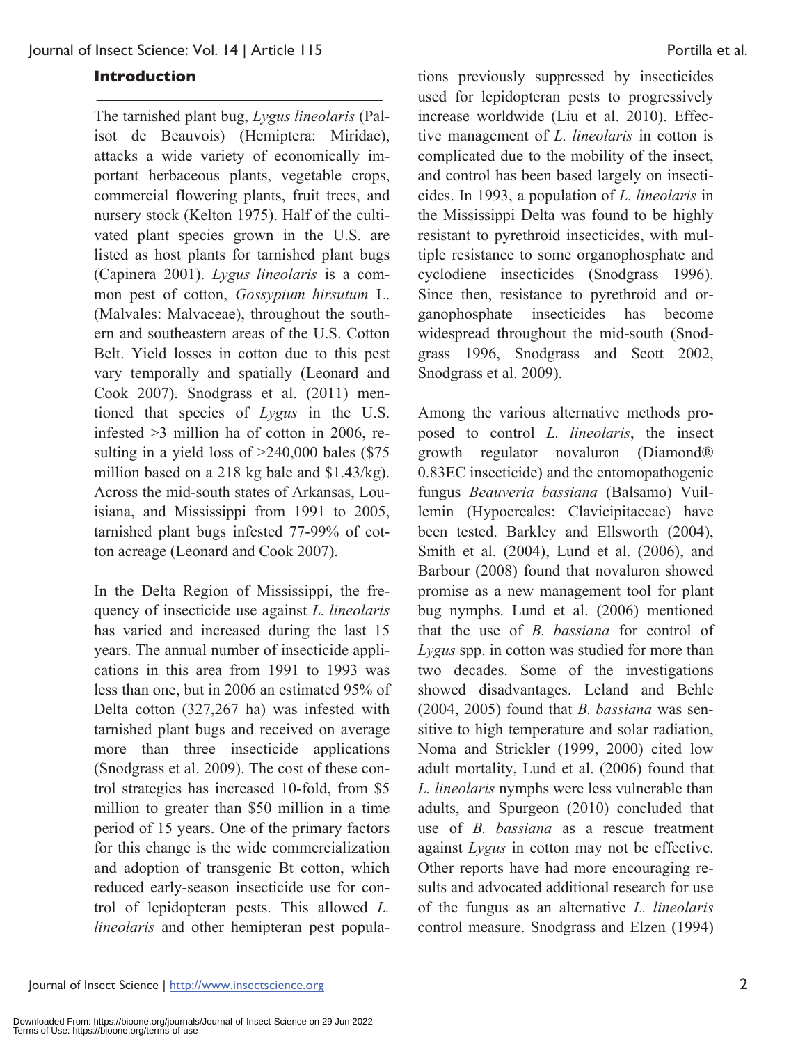## Introduction

The tarnished plant bug, *Lygus lineolaris* (Palisot de Beauvois) (Hemiptera: Miridae), attacks a wide variety of economically important herbaceous plants, vegetable crops, commercial flowering plants, fruit trees, and nursery stock (Kelton 1975). Half of the cultivated plant species grown in the U.S. are listed as host plants for tarnished plant bugs (Capinera 2001). *Lygus lineolaris* is a common pest of cotton, *Gossypium hirsutum* L. (Malvales: Malvaceae), throughout the southern and southeastern areas of the U.S. Cotton Belt. Yield losses in cotton due to this pest vary temporally and spatially (Leonard and Cook 2007). Snodgrass et al. (2011) mentioned that species of *Lygus* in the U.S. infested >3 million ha of cotton in 2006, resulting in a yield loss of >240,000 bales ($75 million based on a 218 kg bale and $1.43/kg). Across the mid-south states of Arkansas, Louisiana, and Mississippi from 1991 to 2005, tarnished plant bugs infested 77-99% of cotton acreage (Leonard and Cook 2007).

In the Delta Region of Mississippi, the frequency of insecticide use against *L. lineolaris* has varied and increased during the last 15 years. The annual number of insecticide applications in this area from 1991 to 1993 was less than one, but in 2006 an estimated 95% of Delta cotton (327,267 ha) was infested with tarnished plant bugs and received on average more than three insecticide applications (Snodgrass et al. 2009). The cost of these control strategies has increased 10-fold, from $5 million to greater than $50 million in a time period of 15 years. One of the primary factors for this change is the wide commercialization and adoption of transgenic Bt cotton, which reduced early-season insecticide use for control of lepidopteran pests. This allowed *L. lineolaris* and other hemipteran pest populations previously suppressed by insecticides used for lepidopteran pests to progressively increase worldwide (Liu et al. 2010). Effective management of *L. lineolaris* in cotton is complicated due to the mobility of the insect, and control has been based largely on insecticides. In 1993, a population of *L. lineolaris* in the Mississippi Delta was found to be highly resistant to pyrethroid insecticides, with multiple resistance to some organophosphate and cyclodiene insecticides (Snodgrass 1996). Since then, resistance to pyrethroid and organophosphate insecticides has become widespread throughout the mid-south (Snodgrass 1996, Snodgrass and Scott 2002, Snodgrass et al. 2009).

Among the various alternative methods proposed to control *L. lineolaris*, the insect growth regulator novaluron (Diamond® 0.83EC insecticide) and the entomopathogenic fungus *Beauveria bassiana* (Balsamo) Vuillemin (Hypocreales: Clavicipitaceae) have been tested. Barkley and Ellsworth (2004), Smith et al. (2004), Lund et al. (2006), and Barbour (2008) found that novaluron showed promise as a new management tool for plant bug nymphs. Lund et al. (2006) mentioned that the use of *B. bassiana* for control of *Lygus* spp. in cotton was studied for more than two decades. Some of the investigations showed disadvantages. Leland and Behle (2004, 2005) found that *B. bassiana* was sensitive to high temperature and solar radiation, Noma and Strickler (1999, 2000) cited low adult mortality, Lund et al. (2006) found that *L. lineolaris* nymphs were less vulnerable than adults, and Spurgeon (2010) concluded that use of *B. bassiana* as a rescue treatment against *Lygus* in cotton may not be effective. Other reports have had more encouraging results and advocated additional research for use of the fungus as an alternative *L. lineolaris* control measure. Snodgrass and Elzen (1994)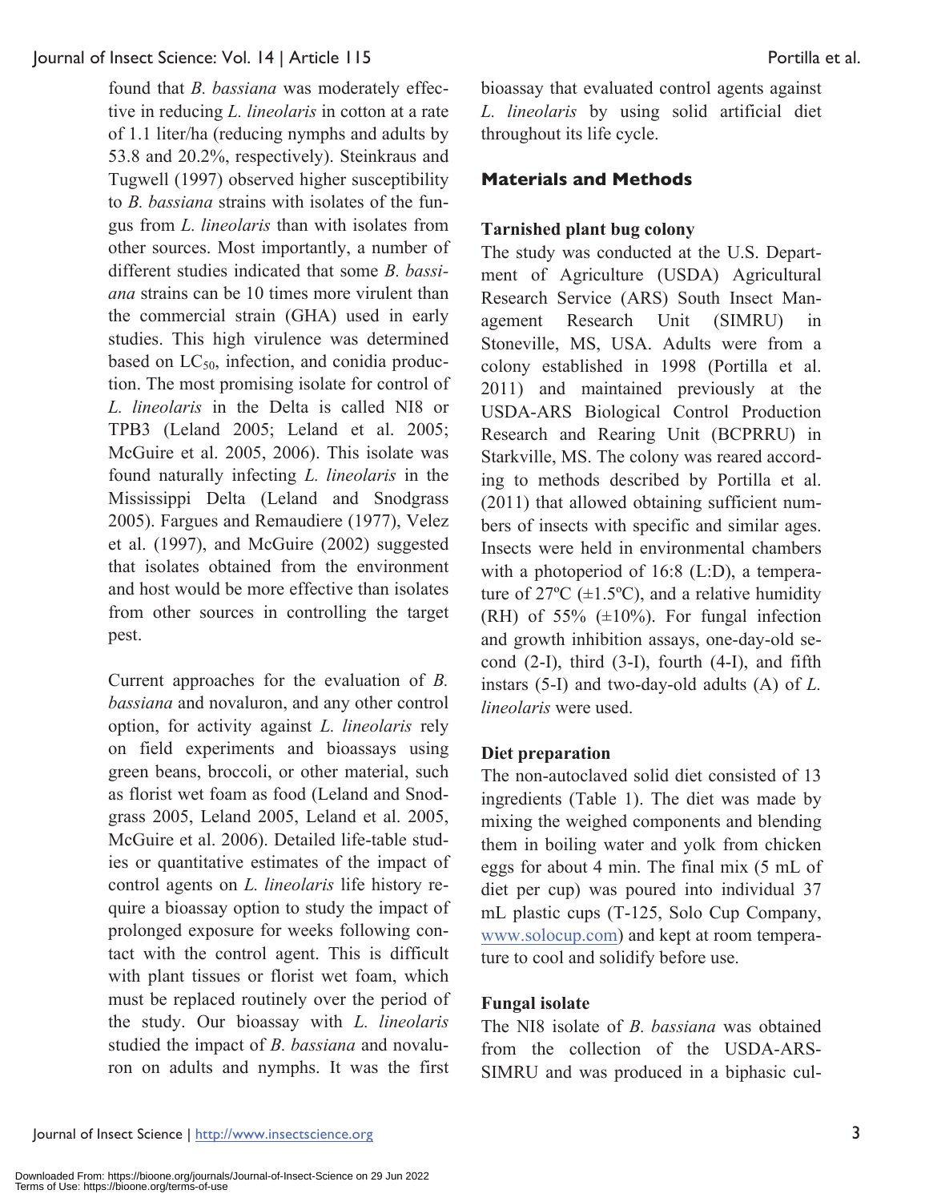found that *B. bassiana* was moderately effective in reducing *L. lineolaris* in cotton at a rate of 1.1 liter/ha (reducing nymphs and adults by 53.8 and 20.2%, respectively). Steinkraus and Tugwell (1997) observed higher susceptibility to *B. bassiana* strains with isolates of the fungus from *L. lineolaris* than with isolates from other sources. Most importantly, a number of different studies indicated that some *B. bassiana* strains can be 10 times more virulent than the commercial strain (GHA) used in early studies. This high virulence was determined based on $LC_{50}$, infection, and conidia production. The most promising isolate for control of *L. lineolaris* in the Delta is called NI8 or TPB3 (Leland 2005; Leland et al. 2005; McGuire et al. 2005, 2006). This isolate was found naturally infecting *L. lineolaris* in the Mississippi Delta (Leland and Snodgrass 2005). Fargues and Remaudiere (1977), Velez et al. (1997), and McGuire (2002) suggested that isolates obtained from the environment and host would be more effective than isolates from other sources in controlling the target pest.

Current approaches for the evaluation of *B. bassiana* and novaluron, and any other control option, for activity against *L. lineolaris* rely on field experiments and bioassays using green beans, broccoli, or other material, such as florist wet foam as food (Leland and Snodgrass 2005, Leland 2005, Leland et al. 2005, McGuire et al. 2006). Detailed life-table studies or quantitative estimates of the impact of control agents on *L. lineolaris* life history require a bioassay option to study the impact of prolonged exposure for weeks following contact with the control agent. This is difficult with plant tissues or florist wet foam, which must be replaced routinely over the period of the study. Our bioassay with *L. lineolaris* studied the impact of *B. bassiana* and novaluron on adults and nymphs. It was the first bioassay that evaluated control agents against *L. lineolaris* by using solid artificial diet throughout its life cycle.

## Materials and Methods

### Tarnished plant bug colony

The study was conducted at the U.S. Department of Agriculture (USDA) Agricultural Research Service (ARS) South Insect Management Research Unit (SIMRU) in Stoneville, MS, USA. Adults were from a colony established in 1998 (Portilla et al. 2011) and maintained previously at the USDA-ARS Biological Control Production Research and Rearing Unit (BCPRRU) in Starkville, MS. The colony was reared according to methods described by Portilla et al. (2011) that allowed obtaining sufficient numbers of insects with specific and similar ages. Insects were held in environmental chambers with a photoperiod of 16:8 (L:D), a temperature of 27ºC (±1.5ºC), and a relative humidity (RH) of 55% (±10%). For fungal infection and growth inhibition assays, one-day-old second (2-I), third (3-I), fourth (4-I), and fifth instars (5-I) and two-day-old adults (A) of *L. lineolaris* were used.

### Diet preparation

The non-autoclaved solid diet consisted of 13 ingredients (Table 1). The diet was made by mixing the weighed components and blending them in boiling water and yolk from chicken eggs for about 4 min. The final mix (5 mL of diet per cup) was poured into individual 37 mL plastic cups (T-125, Solo Cup Company, www.solocup.com) and kept at room temperature to cool and solidify before use.

### Fungal isolate

The NI8 isolate of *B. bassiana* was obtained from the collection of the USDA-ARS-SIMRU and was produced in a biphasic cul-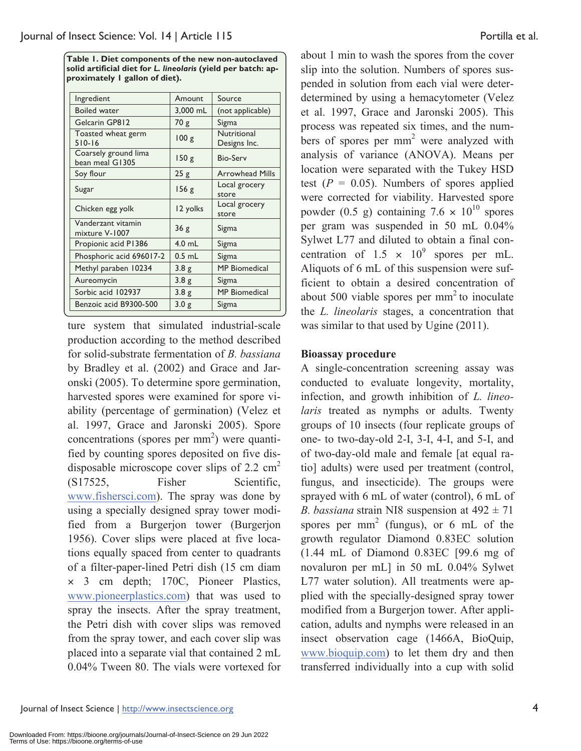**Table 1. Diet components of the new non-autoclaved solid artificial diet for *L. lineolaris* (yield per batch: approximately 1 gallon of diet).**

| Ingredient | Amount | Source |
|---|---|---|
| Boiled water | 3,000 mL | (not applicable) |
| Gelcarin GP812 | 70 g | Sigma |
| Toasted wheat germ 510-16 | 100 g | Nutritional Designs Inc. |
| Coarsely ground lima bean meal G1305 | 150 g | Bio-Serv |
| Soy flour | 25 g | Arrowhead Mills |
| Sugar | 156 g | Local grocery store |
| Chicken egg yolk | 12 yolks | Local grocery store |
| Vanderzant vitamin mixture V-1007 | 36 g | Sigma |
| Propionic acid P1386 | 4.0 mL | Sigma |
| Phosphoric acid 696017-2 | 0.5 mL | Sigma |
| Methyl paraben 10234 | 3.8 g | MP Biomedical |
| Aureomycin | 3.8 g | Sigma |
| Sorbic acid 102937 | 3.8 g | MP Biomedical |
| Benzoic acid B9300-500 | 3.0 g | Sigma |

ture system that simulated industrial-scale production according to the method described for solid-substrate fermentation of *B. bassiana* by Bradley et al. (2002) and Grace and Jaronski (2005). To determine spore germination, harvested spores were examined for spore viability (percentage of germination) (Velez et al. 1997, Grace and Jaronski 2005). Spore concentrations (spores per $mm^2$) were quantified by counting spores deposited on five disdisposable microscope cover slips of 2.2 $cm^2$ (S17525, Fisher Scientific, www.fishersci.com). The spray was done by using a specially designed spray tower modified from a Burgerjon tower (Burgerjon 1956). Cover slips were placed at five locations equally spaced from center to quadrants of a filter-paper-lined Petri dish (15 cm diam × 3 cm depth; 170C, Pioneer Plastics, www.pioneerplastics.com) that was used to spray the insects. After the spray treatment, the Petri dish with cover slips was removed from the spray tower, and each cover slip was placed into a separate vial that contained 2 mL 0.04% Tween 80. The vials were vortexed for about 1 min to wash the spores from the cover slip into the solution. Numbers of spores suspended in solution from each vial were deter-determined by using a hemacytometer (Velez et al. 1997, Grace and Jaronski 2005). This process was repeated six times, and the numbers of spores per $mm^2$ were analyzed with analysis of variance (ANOVA). Means per location were separated with the Tukey HSD test ($P = 0.05$). Numbers of spores applied were corrected for viability. Harvested spore powder (0.5 g) containing $7.6 \times 10^{10}$ spores per gram was suspended in 50 mL 0.04% Sylwet L77 and diluted to obtain a final concentration of $1.5 \times 10^9$ spores per mL. Aliquots of 6 mL of this suspension were sufficient to obtain a desired concentration of about 500 viable spores per $mm^2$ to inoculate the *L. lineolaris* stages, a concentration that was similar to that used by Ugine (2011).

### Bioassay procedure

A single-concentration screening assay was conducted to evaluate longevity, mortality, infection, and growth inhibition of *L. lineolaris* treated as nymphs or adults. Twenty groups of 10 insects (four replicate groups of one- to two-day-old 2-I, 3-I, 4-I, and 5-I, and of two-day-old male and female [at equal ratio] adults) were used per treatment (control, fungus, and insecticide). The groups were sprayed with 6 mL of water (control), 6 mL of *B. bassiana* strain NI8 suspension at 492 ± 71 spores per $mm^2$ (fungus), or 6 mL of the growth regulator Diamond 0.83EC solution (1.44 mL of Diamond 0.83EC [99.6 mg of novaluron per mL] in 50 mL 0.04% Sylwet L77 water solution). All treatments were applied with the specially-designed spray tower modified from a Burgerjon tower. After application, adults and nymphs were released in an insect observation cage (1466A, BioQuip, www.bioquip.com) to let them dry and then transferred individually into a cup with solid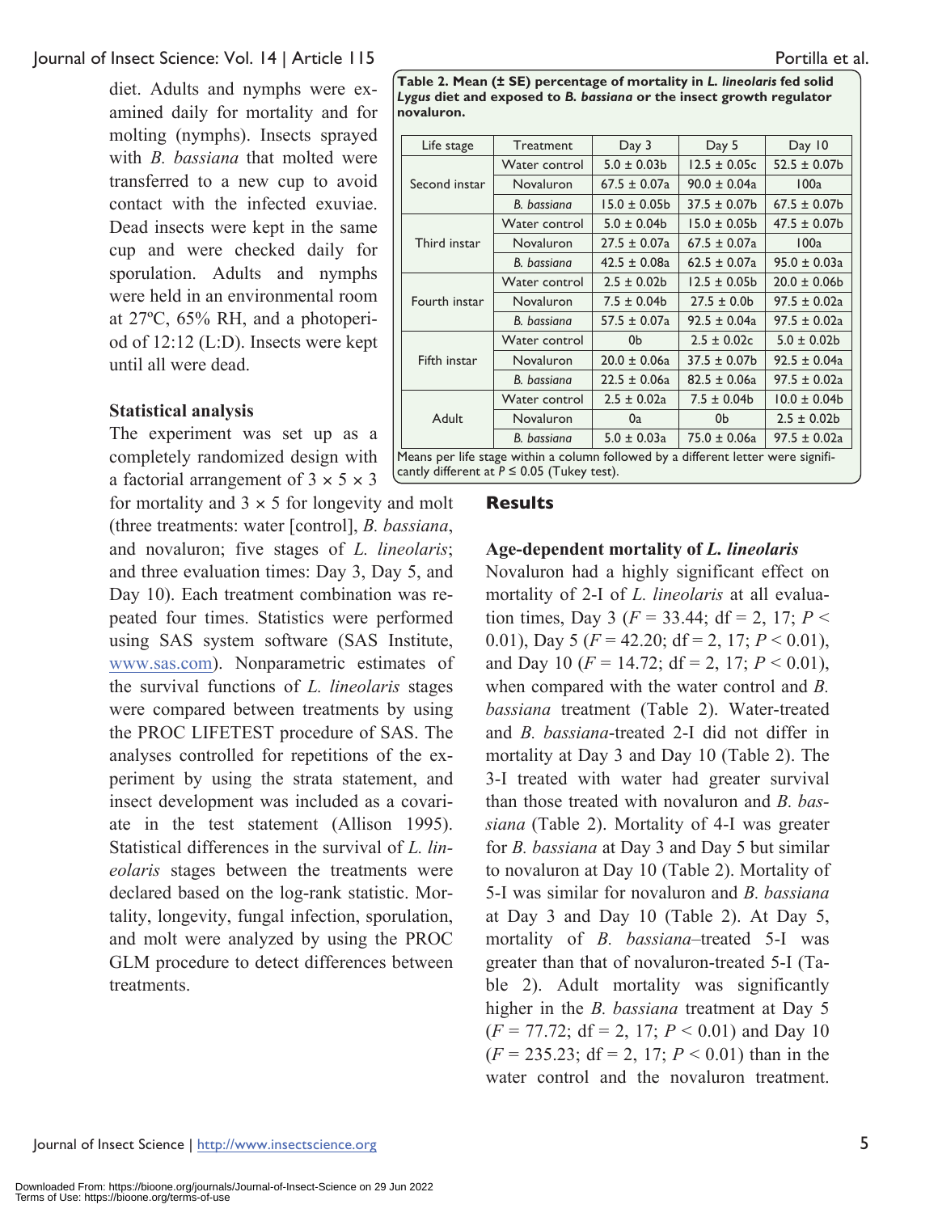diet. Adults and nymphs were examined daily for mortality and for molting (nymphs). Insects sprayed with *B. bassiana* that molted were transferred to a new cup to avoid contact with the infected exuviae. Dead insects were kept in the same cup and were checked daily for sporulation. Adults and nymphs were held in an environmental room at 27ºC, 65% RH, and a photoperiod of 12:12 (L:D). Insects were kept until all were dead.

### Statistical analysis

The experiment was set up as a completely randomized design with a factorial arrangement of 3 × 5 × 3 for mortality and 3 × 5 for longevity and molt (three treatments: water [control], *B. bassiana*, and novaluron; five stages of *L. lineolaris*; and three evaluation times: Day 3, Day 5, and Day 10). Each treatment combination was repeated four times. Statistics were performed using SAS system software (SAS Institute, www.sas.com). Nonparametric estimates of the survival functions of *L. lineolaris* stages were compared between treatments by using the PROC LIFETEST procedure of SAS. The analyses controlled for repetitions of the experiment by using the strata statement, and insect development was included as a covariate in the test statement (Allison 1995). Statistical differences in the survival of *L. lineolaris* stages between the treatments were declared based on the log-rank statistic. Mortality, longevity, fungal infection, sporulation, and molt were analyzed by using the PROC GLM procedure to detect differences between treatments.

**Table 2. Mean (± SE) percentage of mortality in *L. lineolaris* fed solid *Lygus* diet and exposed to *B. bassiana* or the insect growth regulator novaluron.**

| Life stage | Treatment | Day 3 | Day 5 | Day 10 |
|---|---|---|---|---|
| Second instar | Water control | 5.0 ± 0.03b | 12.5 ± 0.05c | 52.5 ± 0.07b |
| | Novaluron | 67.5 ± 0.07a | 90.0 ± 0.04a | 100a |
| | *B. bassiana* | 15.0 ± 0.05b | 37.5 ± 0.07b | 67.5 ± 0.07b |
| Third instar | Water control | 5.0 ± 0.04b | 15.0 ± 0.05b | 47.5 ± 0.07b |
| | Novaluron | 27.5 ± 0.07a | 67.5 ± 0.07a | 100a |
| | *B. bassiana* | 42.5 ± 0.08a | 62.5 ± 0.07a | 95.0 ± 0.03a |
| Fourth instar | Water control | 2.5 ± 0.02b | 12.5 ± 0.05b | 20.0 ± 0.06b |
| | Novaluron | 7.5 ± 0.04b | 27.5 ± 0.0b | 97.5 ± 0.02a |
| | *B. bassiana* | 57.5 ± 0.07a | 92.5 ± 0.04a | 97.5 ± 0.02a |
| Fifth instar | Water control | 0b | 2.5 ± 0.02c | 5.0 ± 0.02b |
| | Novaluron | 20.0 ± 0.06a | 37.5 ± 0.07b | 92.5 ± 0.04a |
| | *B. bassiana* | 22.5 ± 0.06a | 82.5 ± 0.06a | 97.5 ± 0.02a |
| Adult | Water control | 2.5 ± 0.02a | 7.5 ± 0.04b | 10.0 ± 0.04b |
| | Novaluron | 0a | 0b | 2.5 ± 0.02b |
| | *B. bassiana* | 5.0 ± 0.03a | 75.0 ± 0.06a | 97.5 ± 0.02a |

Means per life stage within a column followed by a different letter were significantly different at $P \leq 0.05$ (Tukey test).

## Results

### Age-dependent mortality of *L. lineolaris*

Novaluron had a highly significant effect on mortality of 2-I of *L. lineolaris* at all evaluation times, Day 3 ($F = 33.44$; df = 2, 17; $P < 0.01$), Day 5 ($F = 42.20$; df = 2, 17; $P < 0.01$), and Day 10 ($F = 14.72$; df = 2, 17; $P < 0.01$), when compared with the water control and *B. bassiana* treatment (Table 2). Water-treated and *B. bassiana*-treated 2-I did not differ in mortality at Day 3 and Day 10 (Table 2). The 3-I treated with water had greater survival than those treated with novaluron and *B. bassiana* (Table 2). Mortality of 4-I was greater for *B. bassiana* at Day 3 and Day 5 but similar to novaluron at Day 10 (Table 2). Mortality of 5-I was similar for novaluron and *B. bassiana* at Day 3 and Day 10 (Table 2). At Day 5, mortality of *B. bassiana*–treated 5-I was greater than that of novaluron-treated 5-I (Table 2). Adult mortality was significantly higher in the *B. bassiana* treatment at Day 5 ($F = 77.72$; df = 2, 17; $P < 0.01$) and Day 10 ($F = 235.23$; df = 2, 17; $P < 0.01$) than in the water control and the novaluron treatment.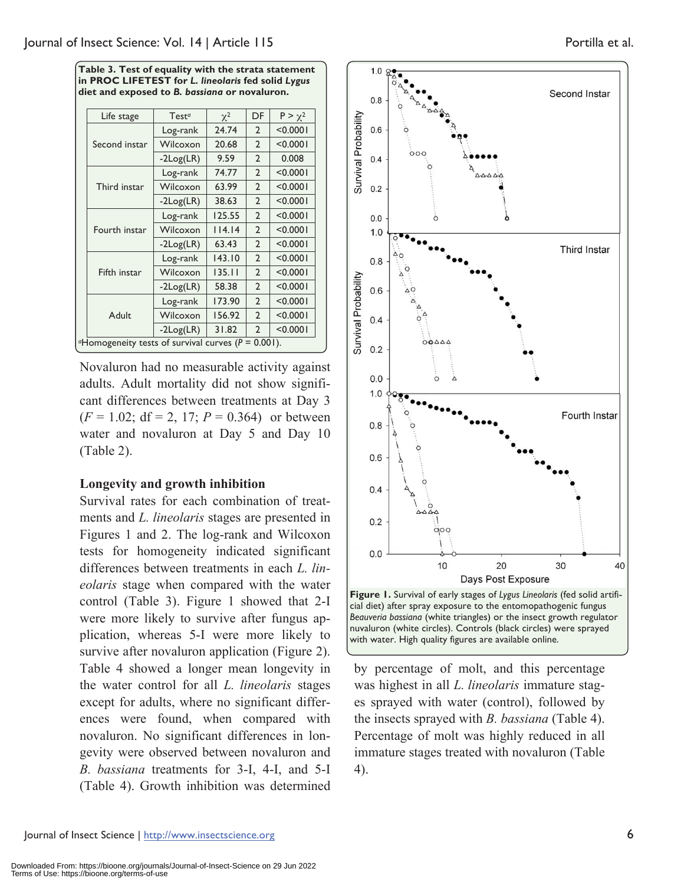**Table 3. Test of equality with the strata statement in PROC LIFETEST for *L. lineolaris* fed solid *Lygus* diet and exposed to *B. bassiana* or novaluron.**

| Life stage | Test[a] | $\chi^2$ | DF | $P > \chi^2$ |
|---|---|---|---|---|
| Second instar | Log-rank | 24.74 | 2 | <0.0001 |
| | Wilcoxon | 20.68 | 2 | <0.0001 |
| | -2Log(LR) | 9.59 | 2 | 0.008 |
| Third instar | Log-rank | 74.77 | 2 | <0.0001 |
| | Wilcoxon | 63.99 | 2 | <0.0001 |
| | -2Log(LR) | 38.63 | 2 | <0.0001 |
| Fourth instar | Log-rank | 125.55 | 2 | <0.0001 |
| | Wilcoxon | 114.14 | 2 | <0.0001 |
| | -2Log(LR) | 63.43 | 2 | <0.0001 |
| Fifth instar | Log-rank | 143.10 | 2 | <0.0001 |
| | Wilcoxon | 135.11 | 2 | <0.0001 |
| | -2Log(LR) | 58.38 | 2 | <0.0001 |
| Adult | Log-rank | 173.90 | 2 | <0.0001 |
| | Wilcoxon | 156.92 | 2 | <0.0001 |
| | -2Log(LR) | 31.82 | 2 | <0.0001 |

[a]Homogeneity tests of survival curves ($P = 0.001$).

Novaluron had no measurable activity against adults. Adult mortality did not show significant differences between treatments at Day 3 ($F = 1.02$; df = 2, 17; $P = 0.364$) or between water and novaluron at Day 5 and Day 10 (Table 2).

## Longevity and growth inhibition

Survival rates for each combination of treatments and *L. lineolaris* stages are presented in Figures 1 and 2. The log-rank and Wilcoxon tests for homogeneity indicated significant differences between treatments in each *L. lineolaris* stage when compared with the water control (Table 3). Figure 1 showed that 2-I were more likely to survive after fungus application, whereas 5-I were more likely to survive after novaluron application (Figure 2). Table 4 showed a longer mean longevity in the water control for all *L. lineolaris* stages except for adults, where no significant differences were found, when compared with novaluron. No significant differences in longevity were observed between novaluron and *B. bassiana* treatments for 3-I, 4-I, and 5-I (Table 4). Growth inhibition was determined by percentage of molt, and this percentage was highest in all *L. lineolaris* immature stages sprayed with water (control), followed by the insects sprayed with *B. bassiana* (Table 4). Percentage of molt was highly reduced in all immature stages treated with novaluron (Table 4).

**Figure 1.** Survival of early stages of *Lygus Lineolaris* (fed solid artificial diet) after spray exposure to the entomopathogenic fungus *Beauveria bassiana* (white triangles) or the insect growth regulator nuvaluron (white circles). Controls (black circles) were sprayed with water. High quality figures are available online.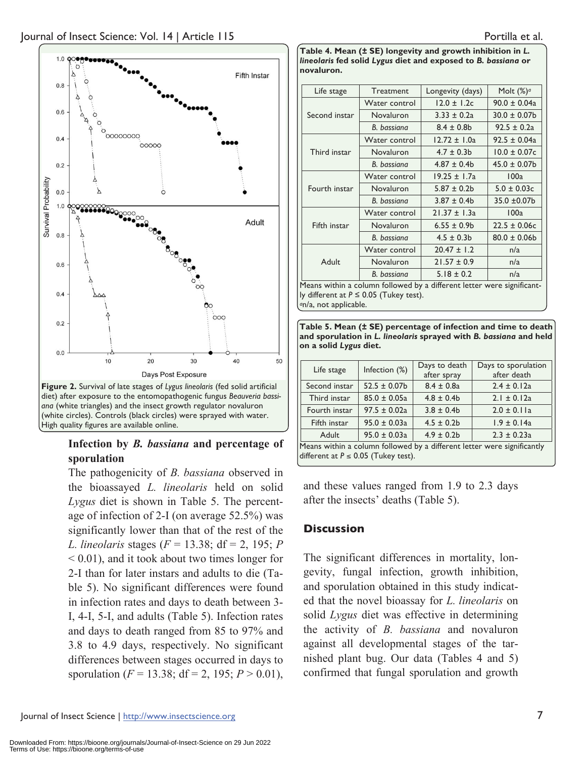Figure 2. Survival of late stages of *Lygus lineolaris* (fed solid artificial diet) after exposure to the entomopathogenic fungus *Beauveria bassiana* (white triangles) and the insect growth regulator novaluron (white circles). Controls (black circles) were sprayed with water. High quality figures are available online.

### Infection by *B. bassiana* and percentage of sporulation

The pathogenicity of *B. bassiana* observed in the bioassayed *L. lineolaris* held on solid *Lygus* diet is shown in Table 5. The percentage of infection of 2-I (on average 52.5%) was significantly lower than that of the rest of the *L. lineolaris* stages ($F = 13.38$; df = 2, 195; $P < 0.01$), and it took about two times longer for 2-I than for later instars and adults to die (Table 5). No significant differences were found in infection rates and days to death between 3-I, 4-I, 5-I, and adults (Table 5). Infection rates and days to death ranged from 85 to 97% and 3.8 to 4.9 days, respectively. No significant differences between stages occurred in days to sporulation ($F = 13.38$; df = 2, 195; $P > 0.01$), and these values ranged from 1.9 to 2.3 days after the insects' deaths (Table 5).

**Table 4. Mean (± SE) longevity and growth inhibition in *L. lineolaris* fed solid *Lygus* diet and exposed to *B. bassiana* or novaluron.**

| Life stage | Treatment | Longevity (days) | Molt (%)[a] |
|---|---|---|---|
| Second instar | Water control | 12.0 ± 1.2c | 90.0 ± 0.04a |
| | Novaluron | 3.33 ± 0.2a | 30.0 ± 0.07b |
| | *B. bassiana* | 8.4 ± 0.8b | 92.5 ± 0.2a |
| Third instar | Water control | 12.72 ± 1.0a | 92.5 ± 0.04a |
| | Novaluron | 4.7 ± 0.3b | 10.0 ± 0.07c |
| | *B. bassiana* | 4.87 ± 0.4b | 45.0 ± 0.07b |
| Fourth instar | Water control | 19.25 ± 1.7a | 100a |
| | Novaluron | 5.87 ± 0.2b | 5.0 ± 0.03c |
| | *B. bassiana* | 3.87 ± 0.4b | 35.0 ±0.07b |
| Fifth instar | Water control | 21.37 ± 1.3a | 100a |
| | Novaluron | 6.55 ± 0.9b | 22.5 ± 0.06c |
| | *B. bassiana* | 4.5 ± 0.3b | 80.0 ± 0.06b |
| Adult | Water control | 20.47 ± 1.2 | n/a |
| | Novaluron | 21.57 ± 0.9 | n/a |
| | *B. bassiana* | 5.18 ± 0.2 | n/a |

Means within a column followed by a different letter were significantly different at $P \leq 0.05$ (Tukey test).
[a]n/a, not applicable.

**Table 5. Mean (± SE) percentage of infection and time to death and sporulation in *L. lineolaris* sprayed with *B. bassiana* and held on a solid *Lygus* diet.**

| Life stage | Infection (%) | Days to death after spray | Days to sporulation after death |
|---|---|---|---|
| Second instar | 52.5 ± 0.07b | 8.4 ± 0.8a | 2.4 ± 0.12a |
| Third instar | 85.0 ± 0.05a | 4.8 ± 0.4b | 2.1 ± 0.12a |
| Fourth instar | 97.5 ± 0.02a | 3.8 ± 0.4b | 2.0 ± 0.11a |
| Fifth instar | 95.0 ± 0.03a | 4.5 ± 0.2b | 1.9 ± 0.14a |
| Adult | 95.0 ± 0.03a | 4.9 ± 0.2b | 2.3 ± 0.23a |

Means within a column followed by a different letter were significantly different at $P \leq 0.05$ (Tukey test).

## Discussion

The significant differences in mortality, longevity, fungal infection, growth inhibition, and sporulation obtained in this study indicated that the novel bioassay for *L. lineolaris* on solid *Lygus* diet was effective in determining the activity of *B. bassiana* and novaluron against all developmental stages of the tarnished plant bug. Our data (Tables 4 and 5) confirmed that fungal sporulation and growth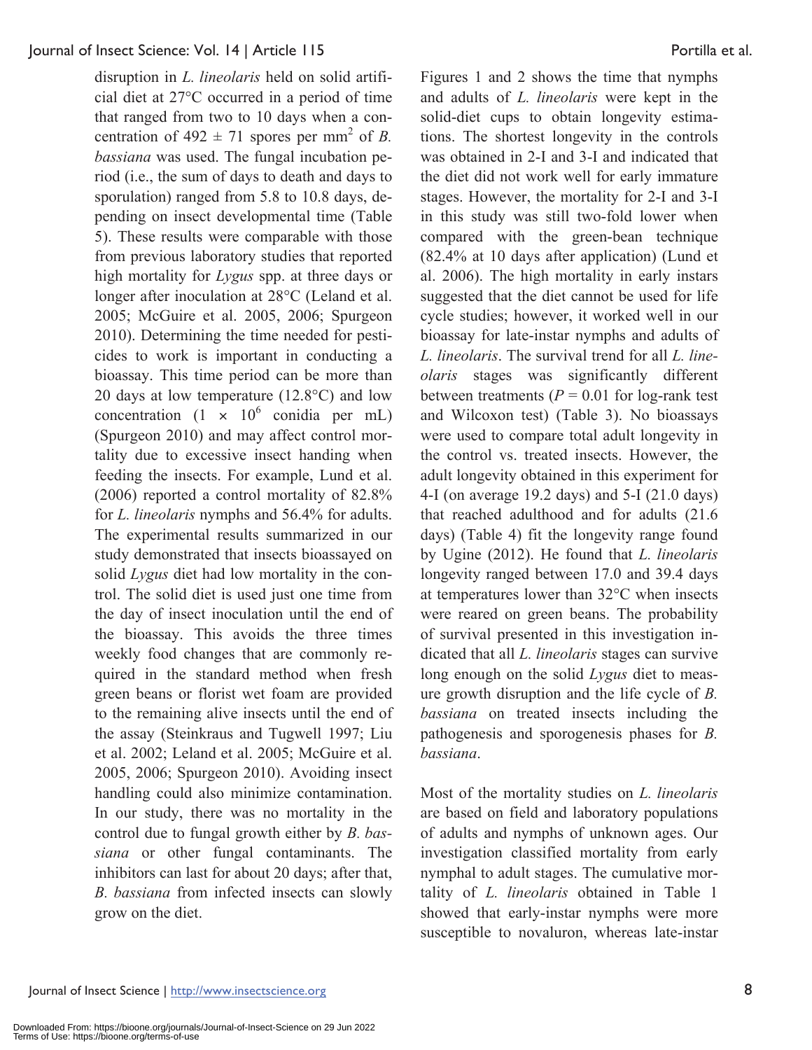disruption in *L. lineolaris* held on solid artificial diet at 27°C occurred in a period of time that ranged from two to 10 days when a concentration of 492 ± 71 spores per $mm^2$ of *B. bassiana* was used. The fungal incubation period (i.e., the sum of days to death and days to sporulation) ranged from 5.8 to 10.8 days, depending on insect developmental time (Table 5). These results were comparable with those from previous laboratory studies that reported high mortality for *Lygus* spp. at three days or longer after inoculation at 28°C (Leland et al. 2005; McGuire et al. 2005, 2006; Spurgeon 2010). Determining the time needed for pesticides to work is important in conducting a bioassay. This time period can be more than 20 days at low temperature (12.8°C) and low concentration ($1 \times 10^6$ conidia per mL) (Spurgeon 2010) and may affect control mortality due to excessive insect handling when feeding the insects. For example, Lund et al. (2006) reported a control mortality of 82.8% for *L. lineolaris* nymphs and 56.4% for adults. The experimental results summarized in our study demonstrated that insects bioassayed on solid *Lygus* diet had low mortality in the control. The solid diet is used just one time from the day of insect inoculation until the end of the bioassay. This avoids the three times weekly food changes that are commonly required in the standard method when fresh green beans or florist wet foam are provided to the remaining alive insects until the end of the assay (Steinkraus and Tugwell 1997; Liu et al. 2002; Leland et al. 2005; McGuire et al. 2005, 2006; Spurgeon 2010). Avoiding insect handling could also minimize contamination. In our study, there was no mortality in the control due to fungal growth either by *B. bassiana* or other fungal contaminants. The inhibitors can last for about 20 days; after that, *B. bassiana* from infected insects can slowly grow on the diet.

Figures 1 and 2 shows the time that nymphs and adults of *L. lineolaris* were kept in the solid-diet cups to obtain longevity estimations. The shortest longevity in the controls was obtained in 2-I and 3-I and indicated that the diet did not work well for early immature stages. However, the mortality for 2-I and 3-I in this study was still two-fold lower when compared with the green-bean technique (82.4% at 10 days after application) (Lund et al. 2006). The high mortality in early instars suggested that the diet cannot be used for life cycle studies; however, it worked well in our bioassay for late-instar nymphs and adults of *L. lineolaris*. The survival trend for all *L. lineolaris* stages was significantly different between treatments ($P = 0.01$ for log-rank test and Wilcoxon test) (Table 3). No bioassays were used to compare total adult longevity in the control vs. treated insects. However, the adult longevity obtained in this experiment for 4-I (on average 19.2 days) and 5-I (21.0 days) that reached adulthood and for adults (21.6 days) (Table 4) fit the longevity range found by Ugine (2012). He found that *L. lineolaris* longevity ranged between 17.0 and 39.4 days at temperatures lower than 32°C when insects were reared on green beans. The probability of survival presented in this investigation indicated that all *L. lineolaris* stages can survive long enough on the solid *Lygus* diet to measure growth disruption and the life cycle of *B. bassiana* on treated insects including the pathogenesis and sporogenesis phases for *B. bassiana*.

Most of the mortality studies on *L. lineolaris* are based on field and laboratory populations of adults and nymphs of unknown ages. Our investigation classified mortality from early nymphal to adult stages. The cumulative mortality of *L. lineolaris* obtained in Table 1 showed that early-instar nymphs were more susceptible to novaluron, whereas late-instar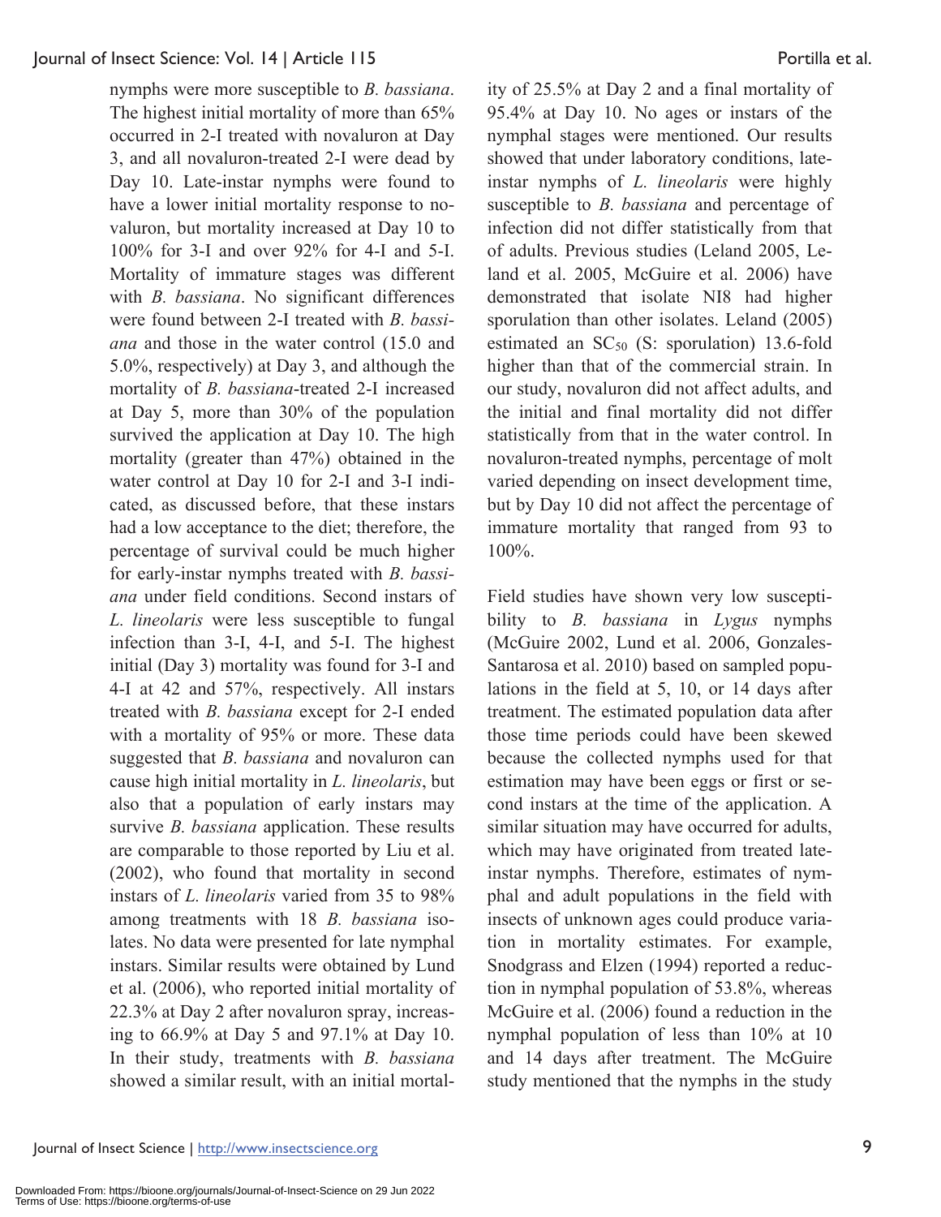nymphs were more susceptible to *B. bassiana*. The highest initial mortality of more than 65% occurred in 2-I treated with novaluron at Day 3, and all novaluron-treated 2-I were dead by Day 10. Late-instar nymphs were found to have a lower initial mortality response to novaluron, but mortality increased at Day 10 to 100% for 3-I and over 92% for 4-I and 5-I. Mortality of immature stages was different with *B. bassiana*. No significant differences were found between 2-I treated with *B. bassiana* and those in the water control (15.0 and 5.0%, respectively) at Day 3, and although the mortality of *B. bassiana*-treated 2-I increased at Day 5, more than 30% of the population survived the application at Day 10. The high mortality (greater than 47%) obtained in the water control at Day 10 for 2-I and 3-I indicated, as discussed before, that these instars had a low acceptance to the diet; therefore, the percentage of survival could be much higher for early-instar nymphs treated with *B. bassiana* under field conditions. Second instars of *L. lineolaris* were less susceptible to fungal infection than 3-I, 4-I, and 5-I. The highest initial (Day 3) mortality was found for 3-I and 4-I at 42 and 57%, respectively. All instars treated with *B. bassiana* except for 2-I ended with a mortality of 95% or more. These data suggested that *B. bassiana* and novaluron can cause high initial mortality in *L. lineolaris*, but also that a population of early instars may survive *B. bassiana* application. These results are comparable to those reported by Liu et al. (2002), who found that mortality in second instars of *L. lineolaris* varied from 35 to 98% among treatments with 18 *B. bassiana* isolates. No data were presented for late nymphal instars. Similar results were obtained by Lund et al. (2006), who reported initial mortality of 22.3% at Day 2 after novaluron spray, increasing to 66.9% at Day 5 and 97.1% at Day 10. In their study, treatments with *B. bassiana* showed a similar result, with an initial mortality of 25.5% at Day 2 and a final mortality of 95.4% at Day 10. No ages or instars of the nymphal stages were mentioned. Our results showed that under laboratory conditions, late-instar nymphs of *L. lineolaris* were highly susceptible to *B. bassiana* and percentage of infection did not differ statistically from that of adults. Previous studies (Leland 2005, Leland et al. 2005, McGuire et al. 2006) have demonstrated that isolate NI8 had higher sporulation than other isolates. Leland (2005) estimated an $SC_{50}$ (S: sporulation) 13.6-fold higher than that of the commercial strain. In our study, novaluron did not affect adults, and the initial and final mortality did not differ statistically from that in the water control. In novaluron-treated nymphs, percentage of molt varied depending on insect development time, but by Day 10 did not affect the percentage of immature mortality that ranged from 93 to 100%.

Field studies have shown very low susceptibility to *B. bassiana* in *Lygus* nymphs (McGuire 2002, Lund et al. 2006, Gonzales-Santarosa et al. 2010) based on sampled populations in the field at 5, 10, or 14 days after treatment. The estimated population data after those time periods could have been skewed because the collected nymphs used for that estimation may have been eggs or first or second instars at the time of the application. A similar situation may have occurred for adults, which may have originated from treated late-instar nymphs. Therefore, estimates of nymphal and adult populations in the field with insects of unknown ages could produce variation in mortality estimates. For example, Snodgrass and Elzen (1994) reported a reduction in nymphal population of 53.8%, whereas McGuire et al. (2006) found a reduction in the nymphal population of less than 10% at 10 and 14 days after treatment. The McGuire study mentioned that the nymphs in the study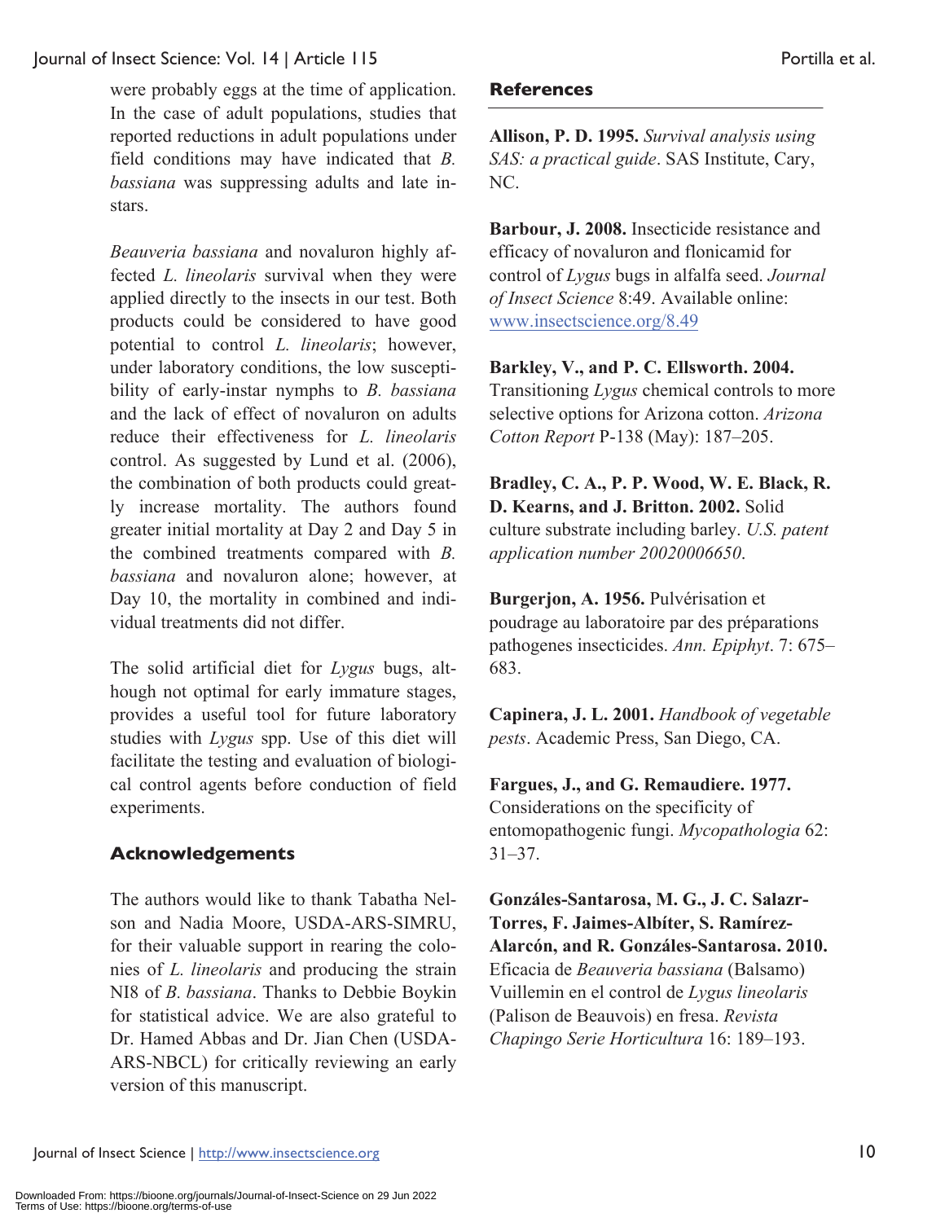were probably eggs at the time of application. In the case of adult populations, studies that reported reductions in adult populations under field conditions may have indicated that *B. bassiana* was suppressing adults and late instars.

*Beauveria bassiana* and novaluron highly affected *L. lineolaris* survival when they were applied directly to the insects in our test. Both products could be considered to have good potential to control *L. lineolaris*; however, under laboratory conditions, the low susceptibility of early-instar nymphs to *B. bassiana* and the lack of effect of novaluron on adults reduce their effectiveness for *L. lineolaris* control. As suggested by Lund et al. (2006), the combination of both products could greatly increase mortality. The authors found greater initial mortality at Day 2 and Day 5 in the combined treatments compared with *B. bassiana* and novaluron alone; however, at Day 10, the mortality in combined and individual treatments did not differ.

The solid artificial diet for *Lygus* bugs, although not optimal for early immature stages, provides a useful tool for future laboratory studies with *Lygus* spp. Use of this diet will facilitate the testing and evaluation of biological control agents before conduction of field experiments.

## Acknowledgements

The authors would like to thank Tabatha Nelson and Nadia Moore, USDA-ARS-SIMRU, for their valuable support in rearing the colonies of *L. lineolaris* and producing the strain NI8 of *B. bassiana*. Thanks to Debbie Boykin for statistical advice. We are also grateful to Dr. Hamed Abbas and Dr. Jian Chen (USDA-ARS-NBCL) for critically reviewing an early version of this manuscript.

## References

**Allison, P. D. 1995.** *Survival analysis using SAS: a practical guide*. SAS Institute, Cary, NC.

**Barbour, J. 2008.** Insecticide resistance and efficacy of novaluron and flonicamid for control of *Lygus* bugs in alfalfa seed. *Journal of Insect Science* 8:49. Available online: www.insectscience.org/8.49

**Barkley, V., and P. C. Ellsworth. 2004.** Transitioning *Lygus* chemical controls to more selective options for Arizona cotton. *Arizona Cotton Report* P-138 (May): 187–205.

**Bradley, C. A., P. P. Wood, W. E. Black, R. D. Kearns, and J. Britton. 2002.** Solid culture substrate including barley. *U.S. patent application number 20020006650*.

**Burgerjon, A. 1956.** Pulvérisation et poudrage au laboratoire par des préparations pathogenes insecticides. *Ann. Epiphyt*. 7: 675–683.

**Capinera, J. L. 2001.** *Handbook of vegetable pests*. Academic Press, San Diego, CA.

**Fargues, J., and G. Remaudiere. 1977.** Considerations on the specificity of entomopathogenic fungi. *Mycopathologia* 62: 31–37.

**Gonzáles-Santarosa, M. G., J. C. Salazr-Torres, F. Jaimes-Albíter, S. Ramírez-Alarcón, and R. Gonzáles-Santarosa. 2010.** Eficacia de *Beauveria bassiana* (Balsamo) Vuillemin en el control de *Lygus lineolaris* (Palison de Beauvois) en fresa. *Revista Chapingo Serie Horticultura* 16: 189–193.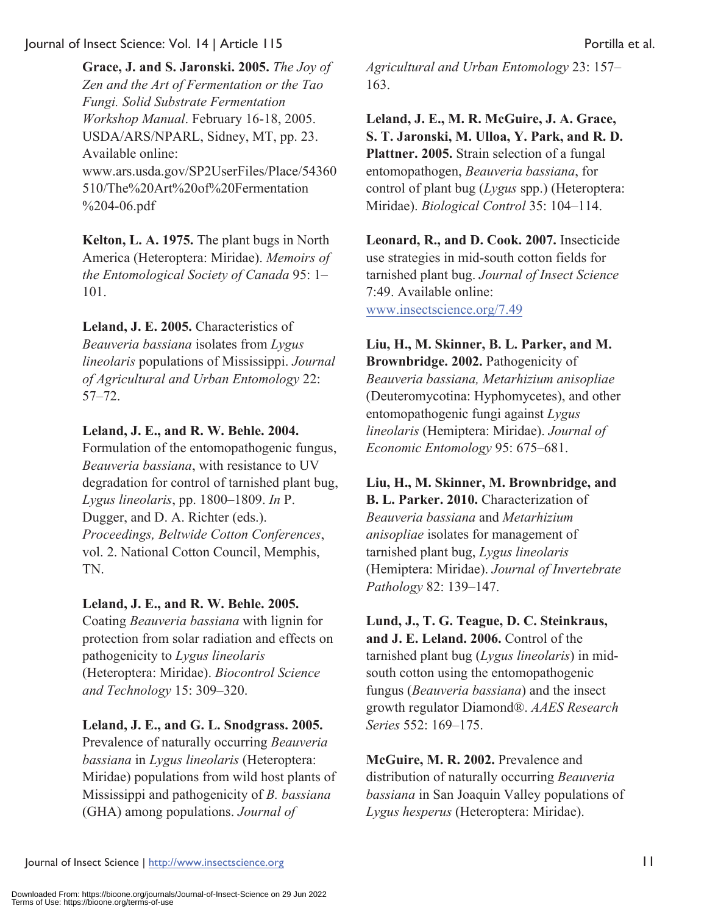**Grace, J. and S. Jaronski. 2005.** *The Joy of Zen and the Art of Fermentation or the Tao Fungi. Solid Substrate Fermentation Workshop Manual*. February 16-18, 2005. USDA/ARS/NPARL, Sidney, MT, pp. 23. Available online: www.ars.usda.gov/SP2UserFiles/Place/54360510/The%20Art%20of%20Fermentation%204-06.pdf

**Kelton, L. A. 1975.** The plant bugs in North America (Heteroptera: Miridae). *Memoirs of the Entomological Society of Canada* 95: 1–101.

**Leland, J. E. 2005.** Characteristics of *Beauveria bassiana* isolates from *Lygus lineolaris* populations of Mississippi. *Journal of Agricultural and Urban Entomology* 22: 57–72.

**Leland, J. E., and R. W. Behle. 2004.** Formulation of the entomopathogenic fungus, *Beauveria bassiana*, with resistance to UV degradation for control of tarnished plant bug, *Lygus lineolaris*, pp. 1800–1809. *In* P. Dugger, and D. A. Richter (eds.). *Proceedings, Beltwide Cotton Conferences*, vol. 2. National Cotton Council, Memphis, TN.

**Leland, J. E., and R. W. Behle. 2005.** Coating *Beauveria bassiana* with lignin for protection from solar radiation and effects on pathogenicity to *Lygus lineolaris* (Heteroptera: Miridae). *Biocontrol Science and Technology* 15: 309–320.

**Leland, J. E., and G. L. Snodgrass. 2005.** Prevalence of naturally occurring *Beauveria bassiana* in *Lygus lineolaris* (Heteroptera: Miridae) populations from wild host plants of Mississippi and pathogenicity of *B. bassiana* (GHA) among populations. *Journal of Agricultural and Urban Entomology* 23: 157–163.

**Leland, J. E., M. R. McGuire, J. A. Grace, S. T. Jaronski, M. Ulloa, Y. Park, and R. D. Plattner. 2005.** Strain selection of a fungal entomopathogen, *Beauveria bassiana*, for control of plant bug (*Lygus* spp.) (Heteroptera: Miridae). *Biological Control* 35: 104–114.

**Leonard, R., and D. Cook. 2007.** Insecticide use strategies in mid-south cotton fields for tarnished plant bug. *Journal of Insect Science* 7:49. Available online: www.insectscience.org/7.49

**Liu, H., M. Skinner, B. L. Parker, and M. Brownbridge. 2002.** Pathogenicity of *Beauveria bassiana, Metarhizium anisopliae* (Deuteromycotina: Hyphomycetes), and other entomopathogenic fungi against *Lygus lineolaris* (Hemiptera: Miridae). *Journal of Economic Entomology* 95: 675–681.

**Liu, H., M. Skinner, M. Brownbridge, and B. L. Parker. 2010.** Characterization of *Beauveria bassiana* and *Metarhizium anisopliae* isolates for management of tarnished plant bug, *Lygus lineolaris* (Hemiptera: Miridae). *Journal of Invertebrate Pathology* 82: 139–147.

**Lund, J., T. G. Teague, D. C. Steinkraus, and J. E. Leland. 2006.** Control of the tarnished plant bug (*Lygus lineolaris*) in mid-south cotton using the entomopathogenic fungus (*Beauveria bassiana*) and the insect growth regulator Diamond®. *AAES Research Series* 552: 169–175.

**McGuire, M. R. 2002.** Prevalence and distribution of naturally occurring *Beauveria bassiana* in San Joaquin Valley populations of *Lygus hesperus* (Heteroptera: Miridae).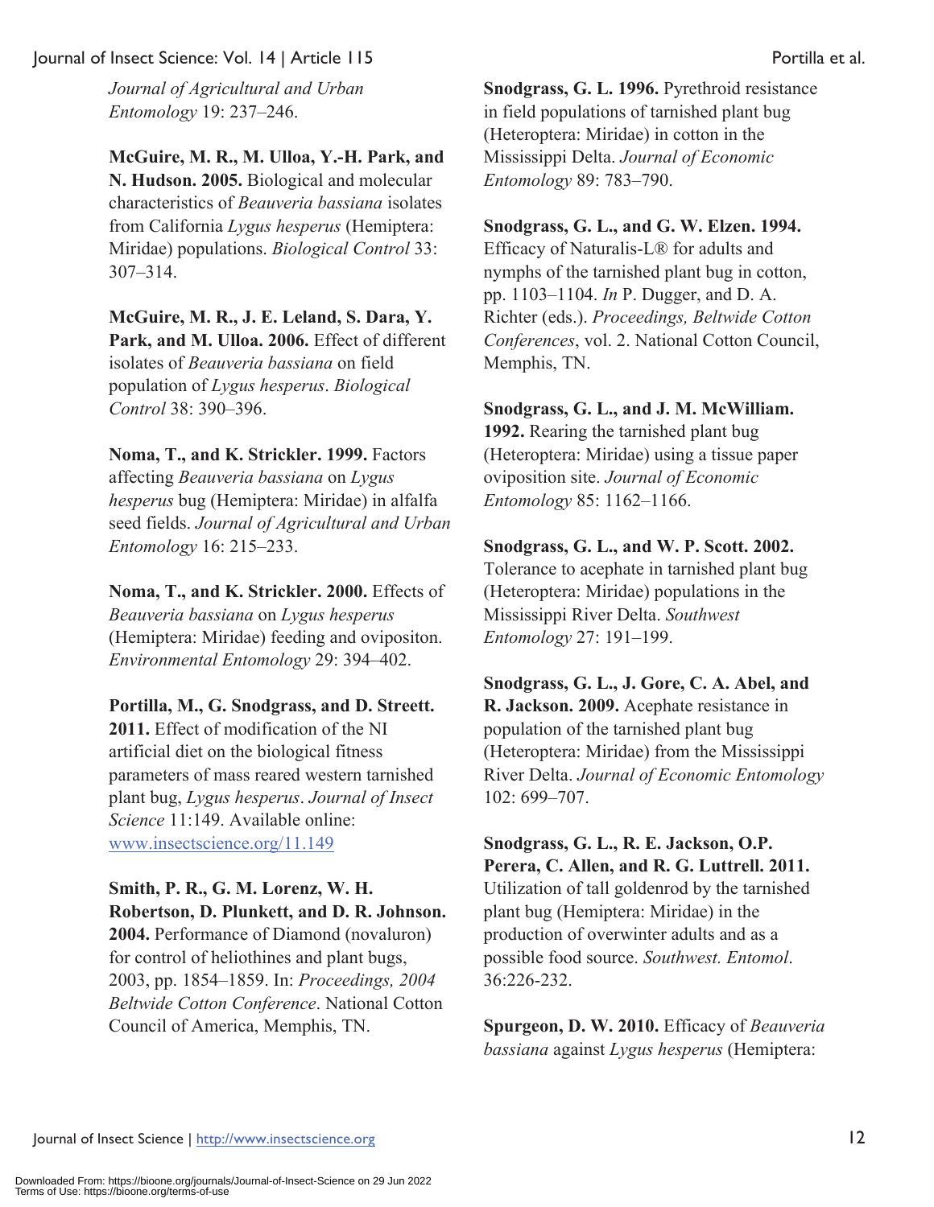*Journal of Agricultural and Urban Entomology* 19: 237–246.

**McGuire, M. R., M. Ulloa, Y.-H. Park, and N. Hudson. 2005.** Biological and molecular characteristics of *Beauveria bassiana* isolates from California *Lygus hesperus* (Hemiptera: Miridae) populations. *Biological Control* 33: 307–314.

**McGuire, M. R., J. E. Leland, S. Dara, Y. Park, and M. Ulloa. 2006.** Effect of different isolates of *Beauveria bassiana* on field population of *Lygus hesperus*. *Biological Control* 38: 390–396.

**Noma, T., and K. Strickler. 1999.** Factors affecting *Beauveria bassiana* on *Lygus hesperus* bug (Hemiptera: Miridae) in alfalfa seed fields. *Journal of Agricultural and Urban Entomology* 16: 215–233.

**Noma, T., and K. Strickler. 2000.** Effects of *Beauveria bassiana* on *Lygus hesperus* (Hemiptera: Miridae) feeding and ovipositon. *Environmental Entomology* 29: 394–402.

**Portilla, M., G. Snodgrass, and D. Streett. 2011.** Effect of modification of the NI artificial diet on the biological fitness parameters of mass reared western tarnished plant bug, *Lygus hesperus*. *Journal of Insect Science* 11:149. Available online: www.insectscience.org/11.149

**Smith, P. R., G. M. Lorenz, W. H. Robertson, D. Plunkett, and D. R. Johnson. 2004.** Performance of Diamond (novaluron) for control of heliothines and plant bugs, 2003, pp. 1854–1859. In: *Proceedings, 2004 Beltwide Cotton Conference*. National Cotton Council of America, Memphis, TN.

**Snodgrass, G. L. 1996.** Pyrethroid resistance in field populations of tarnished plant bug (Heteroptera: Miridae) in cotton in the Mississippi Delta. *Journal of Economic Entomology* 89: 783–790.

**Snodgrass, G. L., and G. W. Elzen. 1994.** Efficacy of Naturalis-L® for adults and nymphs of the tarnished plant bug in cotton, pp. 1103–1104. *In* P. Dugger, and D. A. Richter (eds.). *Proceedings, Beltwide Cotton Conferences*, vol. 2. National Cotton Council, Memphis, TN.

**Snodgrass, G. L., and J. M. McWilliam. 1992.** Rearing the tarnished plant bug (Heteroptera: Miridae) using a tissue paper oviposition site. *Journal of Economic Entomology* 85: 1162–1166.

**Snodgrass, G. L., and W. P. Scott. 2002.** Tolerance to acephate in tarnished plant bug (Heteroptera: Miridae) populations in the Mississippi River Delta. *Southwest Entomology* 27: 191–199.

**Snodgrass, G. L., J. Gore, C. A. Abel, and R. Jackson. 2009.** Acephate resistance in population of the tarnished plant bug (Heteroptera: Miridae) from the Mississippi River Delta. *Journal of Economic Entomology* 102: 699–707.

**Snodgrass, G. L., R. E. Jackson, O.P. Perera, C. Allen, and R. G. Luttrell. 2011.** Utilization of tall goldenrod by the tarnished plant bug (Hemiptera: Miridae) in the production of overwinter adults and as a possible food source. *Southwest. Entomol*. 36:226-232.

**Spurgeon, D. W. 2010.** Efficacy of *Beauveria bassiana* against *Lygus hesperus* (Hemiptera: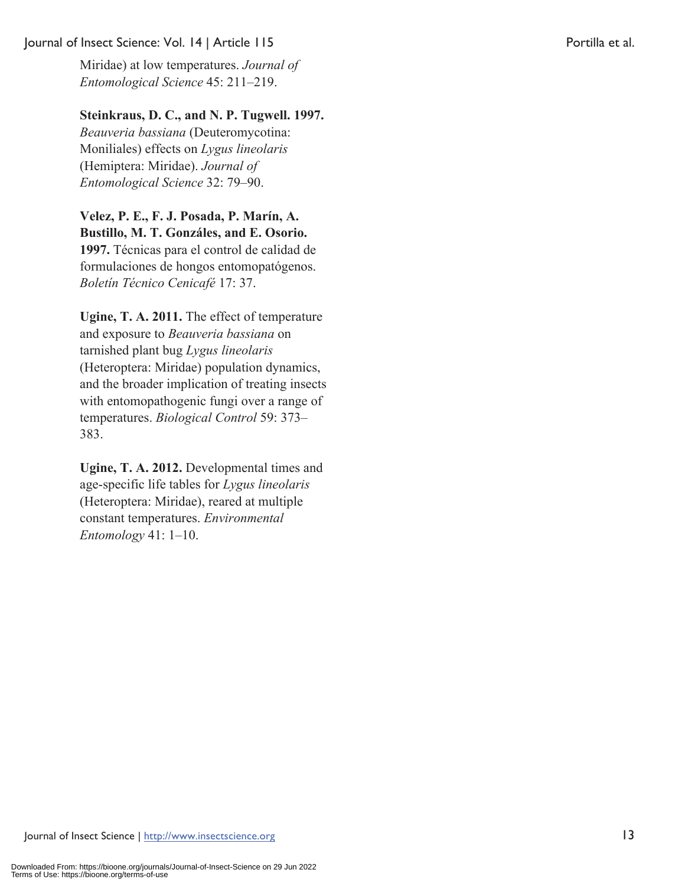Miridae) at low temperatures. *Journal of Entomological Science* 45: 211–219.

**Steinkraus, D. C., and N. P. Tugwell. 1997.** *Beauveria bassiana* (Deuteromycotina: Moniliales) effects on *Lygus lineolaris* (Hemiptera: Miridae). *Journal of Entomological Science* 32: 79–90.

**Velez, P. E., F. J. Posada, P. Marín, A. Bustillo, M. T. Gonzáles, and E. Osorio. 1997.** Técnicas para el control de calidad de formulaciones de hongos entomopatógenos. *Boletín Técnico Cenicafé* 17: 37.

**Ugine, T. A. 2011.** The effect of temperature and exposure to *Beauveria bassiana* on tarnished plant bug *Lygus lineolaris* (Heteroptera: Miridae) population dynamics, and the broader implication of treating insects with entomopathogenic fungi over a range of temperatures. *Biological Control* 59: 373–383.

**Ugine, T. A. 2012.** Developmental times and age-specific life tables for *Lygus lineolaris* (Heteroptera: Miridae), reared at multiple constant temperatures. *Environmental Entomology* 41: 1–10.